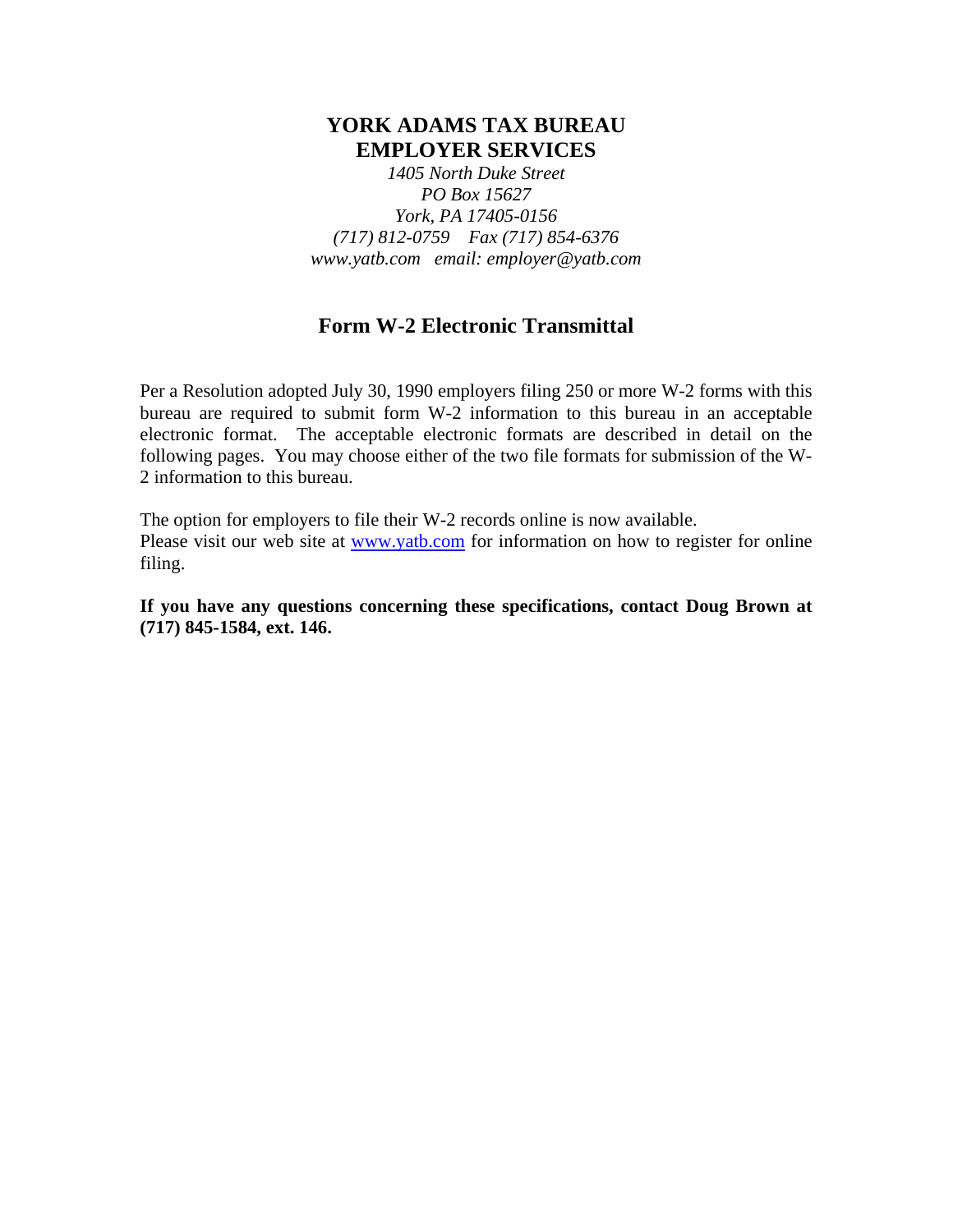# YORK ADAMS TAX BUREAU
# EMPLOYER SERVICES

*1405 North Duke Street*
*PO Box 15627*
*York, PA 17405-0156*
*(717) 812-0759 Fax (717) 854-6376*
*www.yatb.com email: employer@yatb.com*

## Form W-2 Electronic Transmittal

Per a Resolution adopted July 30, 1990 employers filing 250 or more W-2 forms with this bureau are required to submit form W-2 information to this bureau in an acceptable electronic format. The acceptable electronic formats are described in detail on the following pages. You may choose either of the two file formats for submission of the W-2 information to this bureau.

The option for employers to file their W-2 records online is now available.
Please visit our web site at [www.yatb.com](http://www.yatb.com) for information on how to register for online filing.

**If you have any questions concerning these specifications, contact Doug Brown at (717) 845-1584, ext. 146.**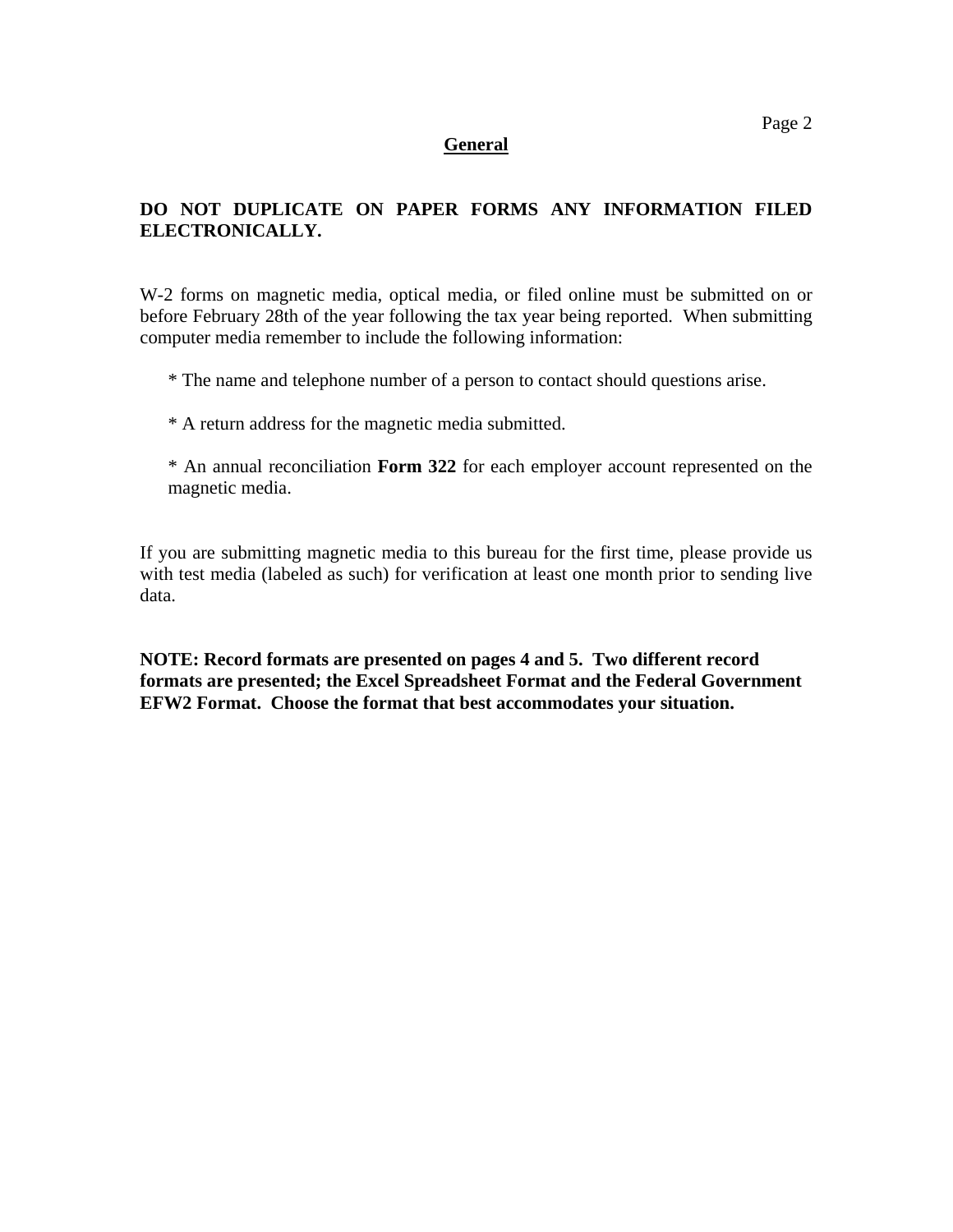## General

**DO NOT DUPLICATE ON PAPER FORMS ANY INFORMATION FILED ELECTRONICALLY.**

W-2 forms on magnetic media, optical media, or filed online must be submitted on or before February 28th of the year following the tax year being reported. When submitting computer media remember to include the following information:

* The name and telephone number of a person to contact should questions arise.

* A return address for the magnetic media submitted.

* An annual reconciliation **Form 322** for each employer account represented on the magnetic media.

If you are submitting magnetic media to this bureau for the first time, please provide us with test media (labeled as such) for verification at least one month prior to sending live data.

**NOTE: Record formats are presented on pages 4 and 5. Two different record formats are presented; the Excel Spreadsheet Format and the Federal Government EFW2 Format. Choose the format that best accommodates your situation.**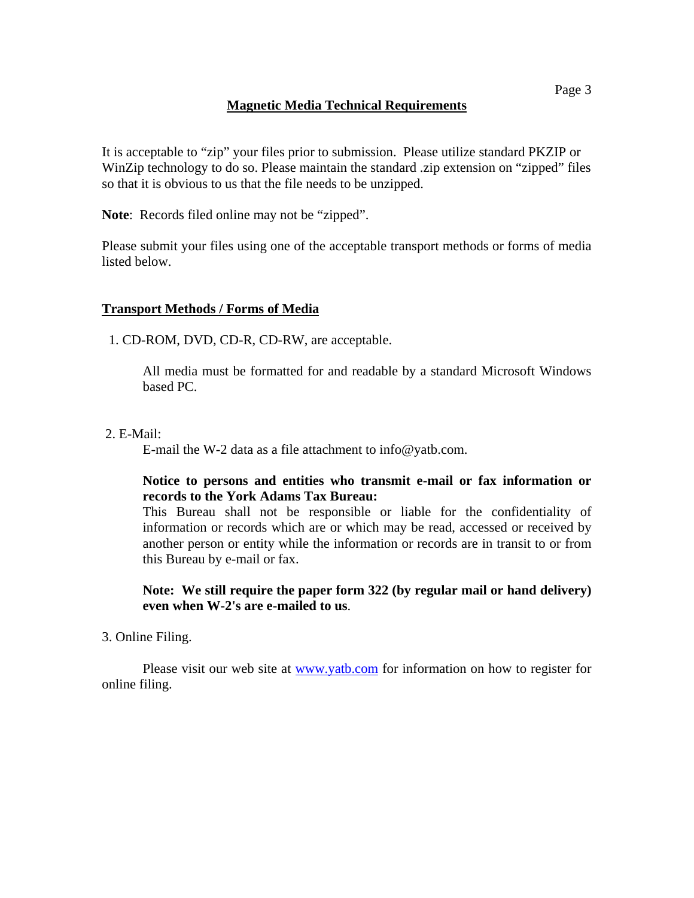## Magnetic Media Technical Requirements

It is acceptable to "zip" your files prior to submission. Please utilize standard PKZIP or WinZip technology to do so. Please maintain the standard .zip extension on "zipped" files so that it is obvious to us that the file needs to be unzipped.

**Note**: Records filed online may not be "zipped".

Please submit your files using one of the acceptable transport methods or forms of media listed below.

### Transport Methods / Forms of Media

1. CD-ROM, DVD, CD-R, CD-RW, are acceptable.

   All media must be formatted for and readable by a standard Microsoft Windows based PC.

2. E-Mail:

   E-mail the W-2 data as a file attachment to info@yatb.com.

   **Notice to persons and entities who transmit e-mail or fax information or records to the York Adams Tax Bureau:**
   This Bureau shall not be responsible or liable for the confidentiality of information or records which are or which may be read, accessed or received by another person or entity while the information or records are in transit to or from this Bureau by e-mail or fax.

   **Note: We still require the paper form 322 (by regular mail or hand delivery) even when W-2's are e-mailed to us**.

3. Online Filing.

   Please visit our web site at [www.yatb.com](http://www.yatb.com) for information on how to register for online filing.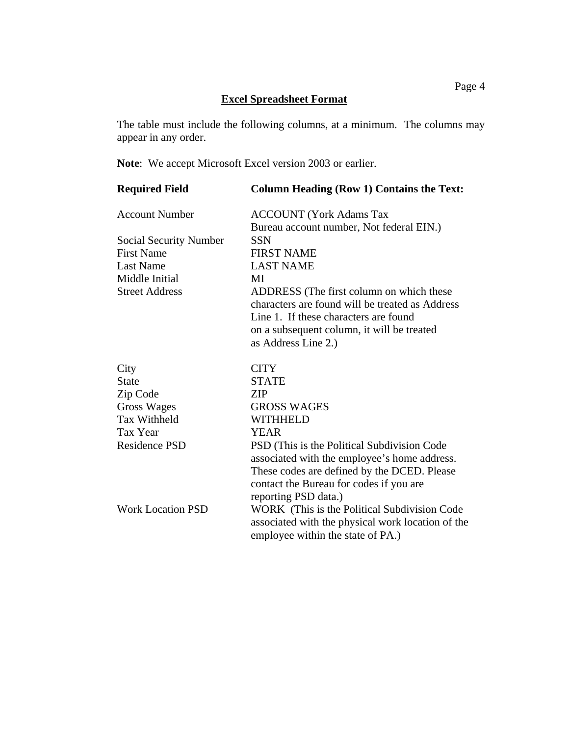## Excel Spreadsheet Format

The table must include the following columns, at a minimum. The columns may appear in any order.

**Note**: We accept Microsoft Excel version 2003 or earlier.

| Required Field | Column Heading (Row 1) Contains the Text: |
|---|---|
| Account Number | ACCOUNT (York Adams Tax Bureau account number, Not federal EIN.) |
| Social Security Number | SSN |
| First Name | FIRST NAME |
| Last Name | LAST NAME |
| Middle Initial | MI |
| Street Address | ADDRESS (The first column on which these characters are found will be treated as Address Line 1. If these characters are found on a subsequent column, it will be treated as Address Line 2.) |
| City | CITY |
| State | STATE |
| Zip Code | ZIP |
| Gross Wages | GROSS WAGES |
| Tax Withheld | WITHHELD |
| Tax Year | YEAR |
| Residence PSD | PSD (This is the Political Subdivision Code associated with the employee's home address. These codes are defined by the DCED. Please contact the Bureau for codes if you are reporting PSD data.) |
| Work Location PSD | WORK (This is the Political Subdivision Code associated with the physical work location of the employee within the state of PA.) |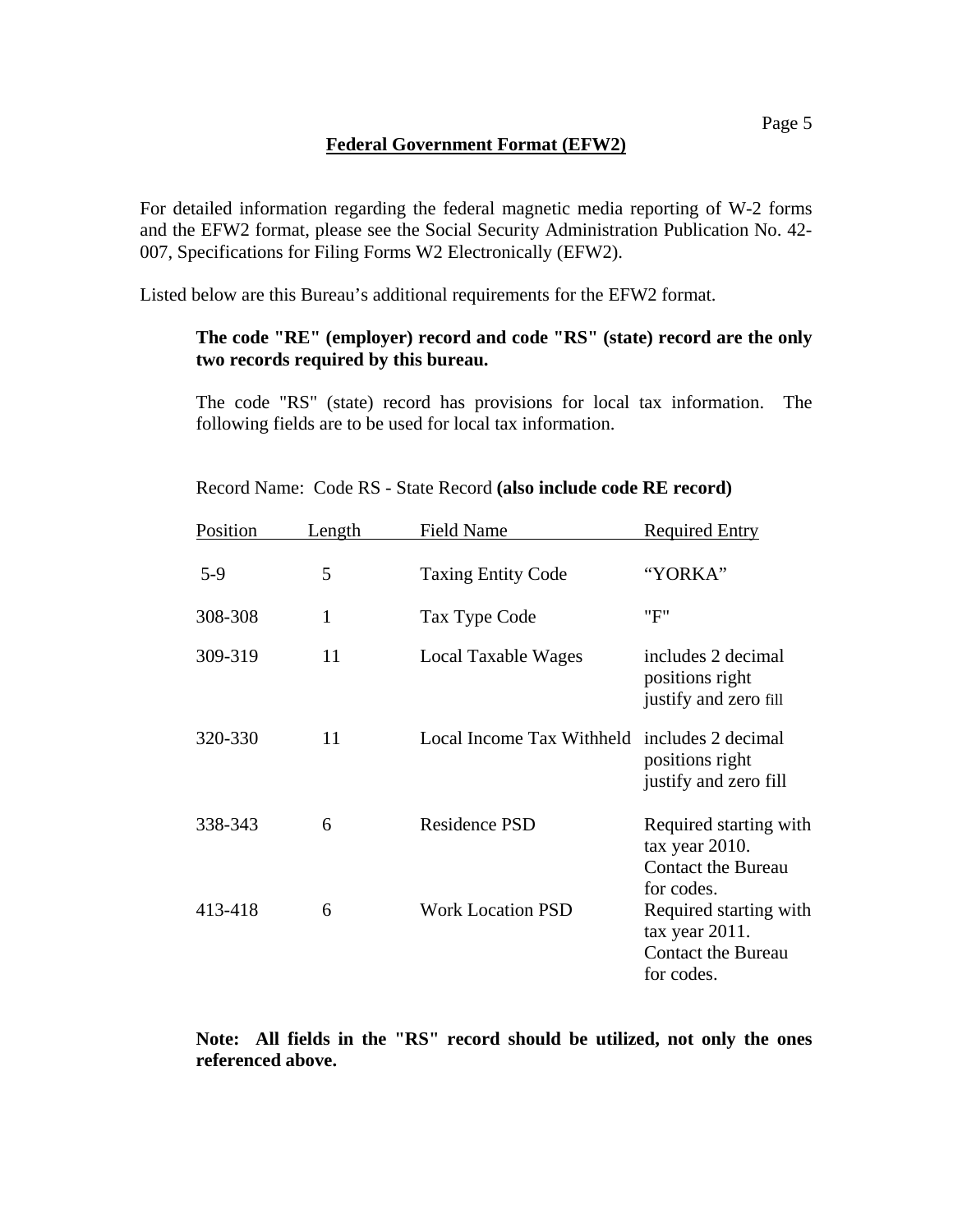## Federal Government Format (EFW2)

For detailed information regarding the federal magnetic media reporting of W-2 forms and the EFW2 format, please see the Social Security Administration Publication No. 42-007, Specifications for Filing Forms W2 Electronically (EFW2).

Listed below are this Bureau's additional requirements for the EFW2 format.

**The code "RE" (employer) record and code "RS" (state) record are the only two records required by this bureau.**

The code "RS" (state) record has provisions for local tax information. The following fields are to be used for local tax information.

Record Name: Code RS - State Record **(also include code RE record)**

| Position | Length | Field Name | Required Entry |
|---|---|---|---|
| 5-9 | 5 | Taxing Entity Code | "YORKA" |
| 308-308 | 1 | Tax Type Code | "F" |
| 309-319 | 11 | Local Taxable Wages | includes 2 decimal positions right justify and zero fill |
| 320-330 | 11 | Local Income Tax Withheld | includes 2 decimal positions right justify and zero fill |
| 338-343 | 6 | Residence PSD | Required starting with tax year 2010. Contact the Bureau for codes. |
| 413-418 | 6 | Work Location PSD | Required starting with tax year 2011. Contact the Bureau for codes. |

**Note: All fields in the "RS" record should be utilized, not only the ones referenced above.**